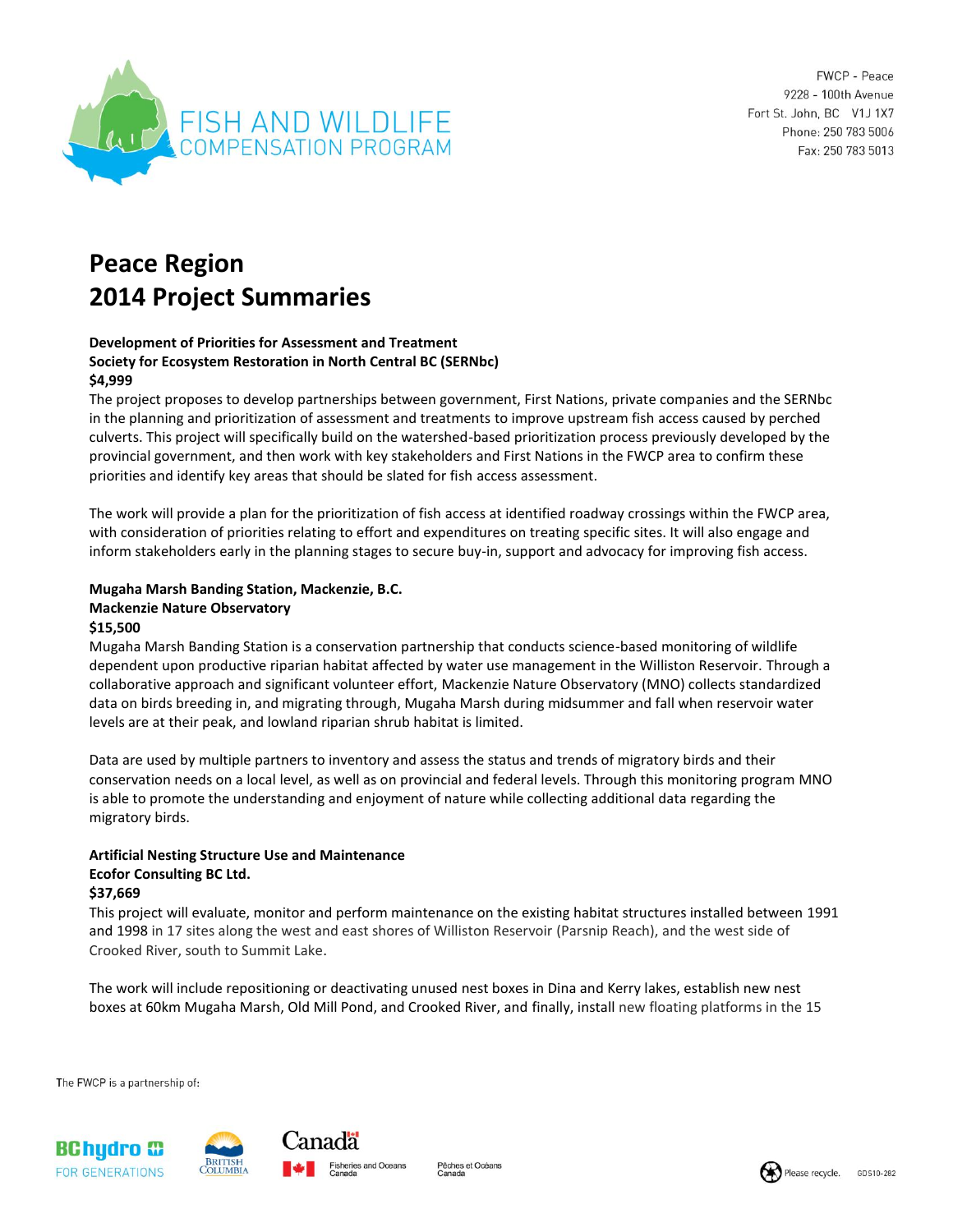FWCP - Peace
9228 - 100th Avenue
Fort St. John, BC V1J 1X7
Phone: 250 783 5006
Fax: 250 783 5013

# Peace Region
# 2014 Project Summaries

**Development of Priorities for Assessment and Treatment**
**Society for Ecosystem Restoration in North Central BC (SERNbc)**
**$4,999**

The project proposes to develop partnerships between government, First Nations, private companies and the SERNbc in the planning and prioritization of assessment and treatments to improve upstream fish access caused by perched culverts. This project will specifically build on the watershed-based prioritization process previously developed by the provincial government, and then work with key stakeholders and First Nations in the FWCP area to confirm these priorities and identify key areas that should be slated for fish access assessment.

The work will provide a plan for the prioritization of fish access at identified roadway crossings within the FWCP area, with consideration of priorities relating to effort and expenditures on treating specific sites. It will also engage and inform stakeholders early in the planning stages to secure buy-in, support and advocacy for improving fish access.

**Mugaha Marsh Banding Station, Mackenzie, B.C.**
**Mackenzie Nature Observatory**
**$15,500**

Mugaha Marsh Banding Station is a conservation partnership that conducts science-based monitoring of wildlife dependent upon productive riparian habitat affected by water use management in the Williston Reservoir. Through a collaborative approach and significant volunteer effort, Mackenzie Nature Observatory (MNO) collects standardized data on birds breeding in, and migrating through, Mugaha Marsh during midsummer and fall when reservoir water levels are at their peak, and lowland riparian shrub habitat is limited.

Data are used by multiple partners to inventory and assess the status and trends of migratory birds and their conservation needs on a local level, as well as on provincial and federal levels. Through this monitoring program MNO is able to promote the understanding and enjoyment of nature while collecting additional data regarding the migratory birds.

**Artificial Nesting Structure Use and Maintenance**
**Ecofor Consulting BC Ltd.**
**$37,669**

This project will evaluate, monitor and perform maintenance on the existing habitat structures installed between 1991 and 1998 in 17 sites along the west and east shores of Williston Reservoir (Parsnip Reach), and the west side of Crooked River, south to Summit Lake.

The work will include repositioning or deactivating unused nest boxes in Dina and Kerry lakes, establish new nest boxes at 60km Mugaha Marsh, Old Mill Pond, and Crooked River, and finally, install new floating platforms in the 15

The FWCP is a partnership of: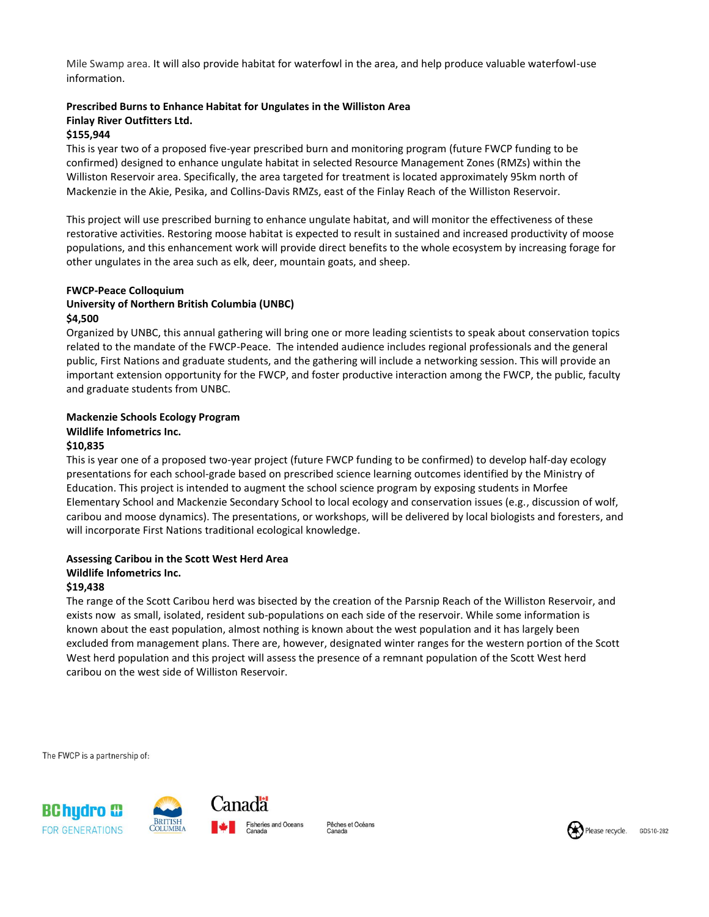Mile Swamp area. It will also provide habitat for waterfowl in the area, and help produce valuable waterfowl-use information.

**Prescribed Burns to Enhance Habitat for Ungulates in the Williston Area**
**Finlay River Outfitters Ltd.**
**$155,944**

This is year two of a proposed five-year prescribed burn and monitoring program (future FWCP funding to be confirmed) designed to enhance ungulate habitat in selected Resource Management Zones (RMZs) within the Williston Reservoir area. Specifically, the area targeted for treatment is located approximately 95km north of Mackenzie in the Akie, Pesika, and Collins-Davis RMZs, east of the Finlay Reach of the Williston Reservoir.

This project will use prescribed burning to enhance ungulate habitat, and will monitor the effectiveness of these restorative activities. Restoring moose habitat is expected to result in sustained and increased productivity of moose populations, and this enhancement work will provide direct benefits to the whole ecosystem by increasing forage for other ungulates in the area such as elk, deer, mountain goats, and sheep.

**FWCP-Peace Colloquium**
**University of Northern British Columbia (UNBC)**
**$4,500**

Organized by UNBC, this annual gathering will bring one or more leading scientists to speak about conservation topics related to the mandate of the FWCP-Peace. The intended audience includes regional professionals and the general public, First Nations and graduate students, and the gathering will include a networking session. This will provide an important extension opportunity for the FWCP, and foster productive interaction among the FWCP, the public, faculty and graduate students from UNBC.

**Mackenzie Schools Ecology Program**
**Wildlife Infometrics Inc.**
**$10,835**

This is year one of a proposed two-year project (future FWCP funding to be confirmed) to develop half-day ecology presentations for each school-grade based on prescribed science learning outcomes identified by the Ministry of Education. This project is intended to augment the school science program by exposing students in Morfee Elementary School and Mackenzie Secondary School to local ecology and conservation issues (e.g., discussion of wolf, caribou and moose dynamics). The presentations, or workshops, will be delivered by local biologists and foresters, and will incorporate First Nations traditional ecological knowledge.

**Assessing Caribou in the Scott West Herd Area**
**Wildlife Infometrics Inc.**
**$19,438**

The range of the Scott Caribou herd was bisected by the creation of the Parsnip Reach of the Williston Reservoir, and exists now as small, isolated, resident sub-populations on each side of the reservoir. While some information is known about the east population, almost nothing is known about the west population and it has largely been excluded from management plans. There are, however, designated winter ranges for the western portion of the Scott West herd population and this project will assess the presence of a remnant population of the Scott West herd caribou on the west side of Williston Reservoir.

The FWCP is a partnership of:

BC hydro FOR GENERATIONS

British Columbia

Canada

Fisheries and Oceans Canada　Pêches et Océans Canada

Please recycle.　GDS10-282